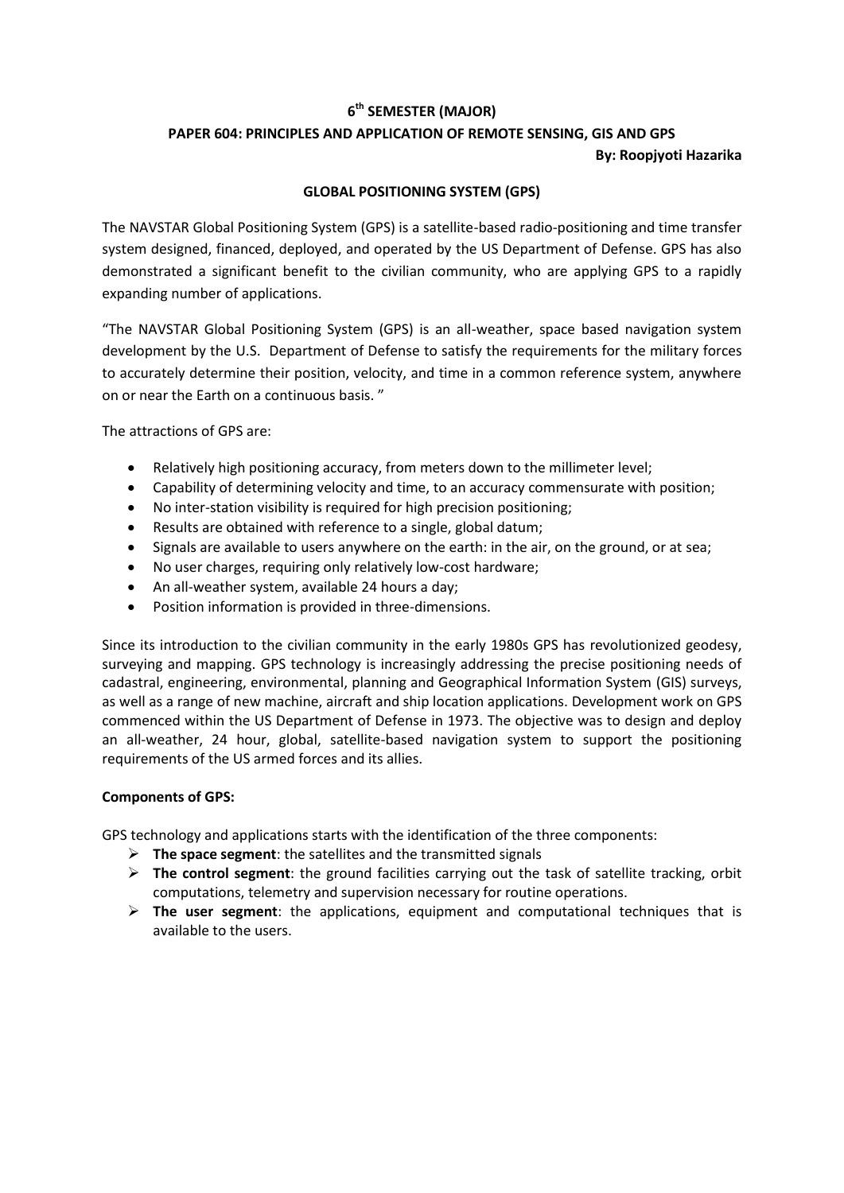# 6th SEMESTER (MAJOR)

## PAPER 604: PRINCIPLES AND APPLICATION OF REMOTE SENSING, GIS AND GPS

**By: Roopjyoti Hazarika**

### GLOBAL POSITIONING SYSTEM (GPS)

The NAVSTAR Global Positioning System (GPS) is a satellite-based radio-positioning and time transfer system designed, financed, deployed, and operated by the US Department of Defense. GPS has also demonstrated a significant benefit to the civilian community, who are applying GPS to a rapidly expanding number of applications.

"The NAVSTAR Global Positioning System (GPS) is an all-weather, space based navigation system development by the U.S. Department of Defense to satisfy the requirements for the military forces to accurately determine their position, velocity, and time in a common reference system, anywhere on or near the Earth on a continuous basis. "

The attractions of GPS are:

- Relatively high positioning accuracy, from meters down to the millimeter level;
- Capability of determining velocity and time, to an accuracy commensurate with position;
- No inter-station visibility is required for high precision positioning;
- Results are obtained with reference to a single, global datum;
- Signals are available to users anywhere on the earth: in the air, on the ground, or at sea;
- No user charges, requiring only relatively low-cost hardware;
- An all-weather system, available 24 hours a day;
- Position information is provided in three-dimensions.

Since its introduction to the civilian community in the early 1980s GPS has revolutionized geodesy, surveying and mapping. GPS technology is increasingly addressing the precise positioning needs of cadastral, engineering, environmental, planning and Geographical Information System (GIS) surveys, as well as a range of new machine, aircraft and ship location applications. Development work on GPS commenced within the US Department of Defense in 1973. The objective was to design and deploy an all-weather, 24 hour, global, satellite-based navigation system to support the positioning requirements of the US armed forces and its allies.

**Components of GPS:**

GPS technology and applications starts with the identification of the three components:

- **The space segment**: the satellites and the transmitted signals
- **The control segment**: the ground facilities carrying out the task of satellite tracking, orbit computations, telemetry and supervision necessary for routine operations.
- **The user segment**: the applications, equipment and computational techniques that is available to the users.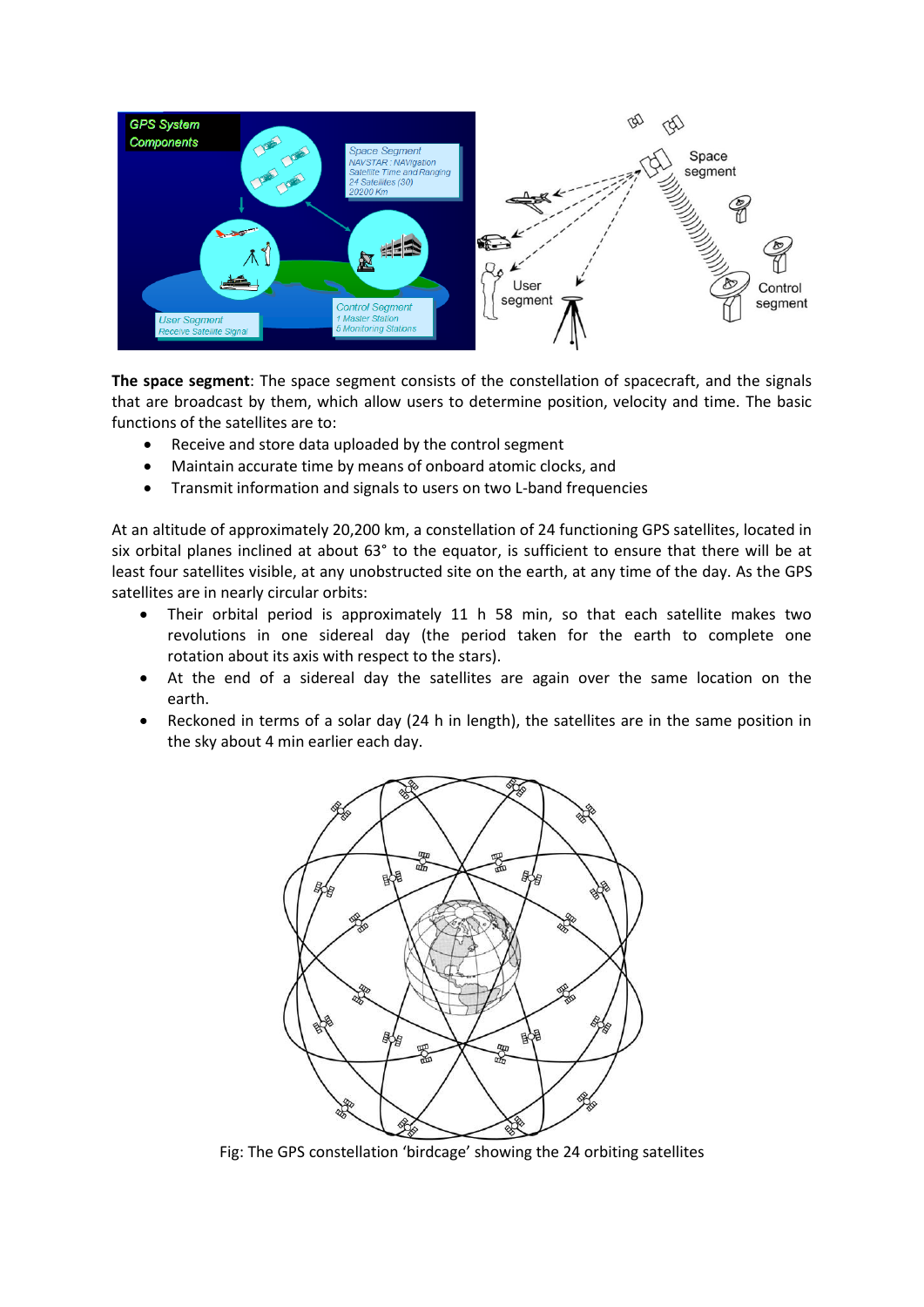**The space segment**: The space segment consists of the constellation of spacecraft, and the signals that are broadcast by them, which allow users to determine position, velocity and time. The basic functions of the satellites are to:

- Receive and store data uploaded by the control segment
- Maintain accurate time by means of onboard atomic clocks, and
- Transmit information and signals to users on two L-band frequencies

At an altitude of approximately 20,200 km, a constellation of 24 functioning GPS satellites, located in six orbital planes inclined at about 63° to the equator, is sufficient to ensure that there will be at least four satellites visible, at any unobstructed site on the earth, at any time of the day. As the GPS satellites are in nearly circular orbits:

- Their orbital period is approximately 11 h 58 min, so that each satellite makes two revolutions in one sidereal day (the period taken for the earth to complete one rotation about its axis with respect to the stars).
- At the end of a sidereal day the satellites are again over the same location on the earth.
- Reckoned in terms of a solar day (24 h in length), the satellites are in the same position in the sky about 4 min earlier each day.

Fig: The GPS constellation 'birdcage' showing the 24 orbiting satellites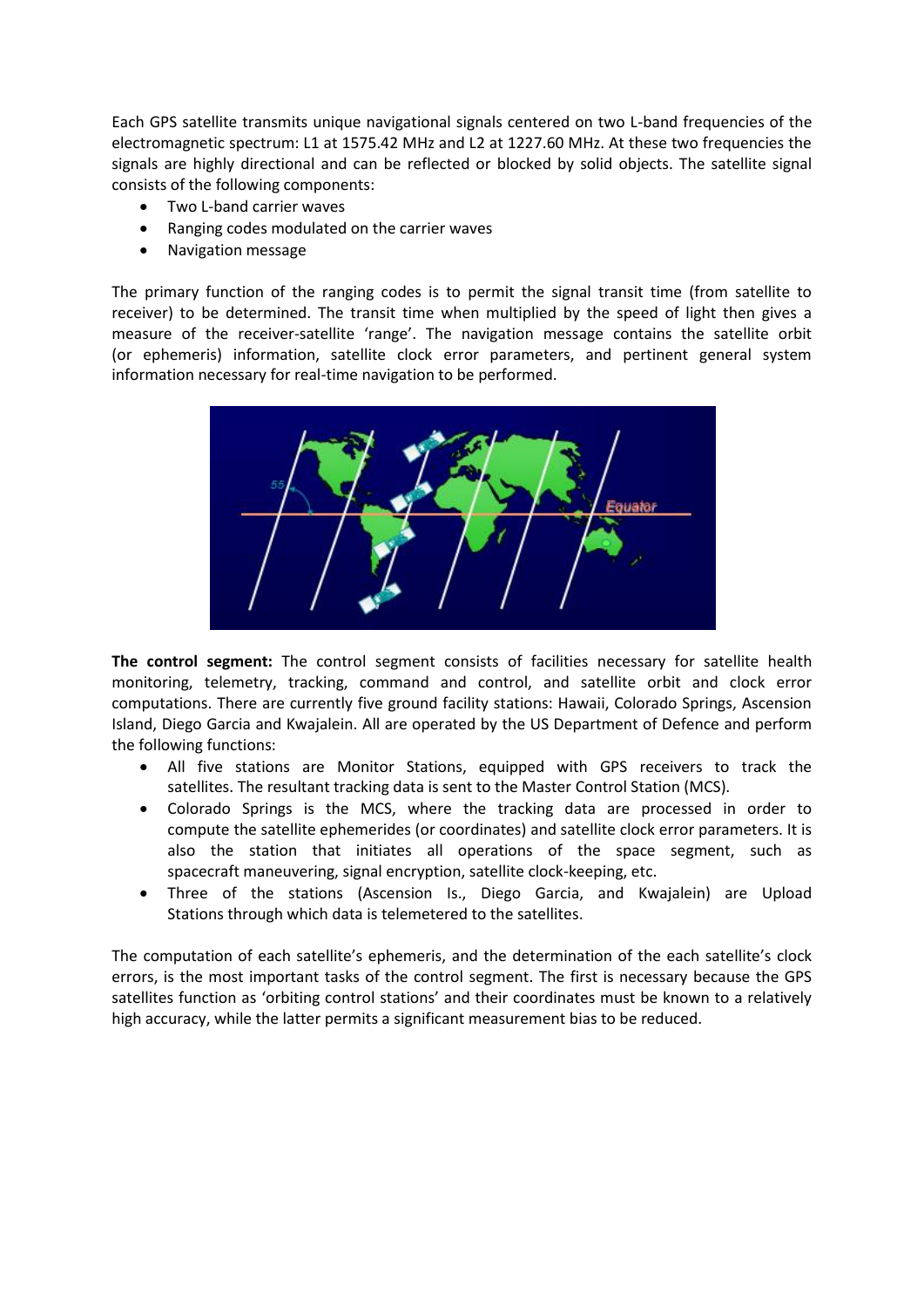Each GPS satellite transmits unique navigational signals centered on two L-band frequencies of the electromagnetic spectrum: L1 at 1575.42 MHz and L2 at 1227.60 MHz. At these two frequencies the signals are highly directional and can be reflected or blocked by solid objects. The satellite signal consists of the following components:

- Two L-band carrier waves
- Ranging codes modulated on the carrier waves
- Navigation message

The primary function of the ranging codes is to permit the signal transit time (from satellite to receiver) to be determined. The transit time when multiplied by the speed of light then gives a measure of the receiver-satellite 'range'. The navigation message contains the satellite orbit (or ephemeris) information, satellite clock error parameters, and pertinent general system information necessary for real-time navigation to be performed.

**The control segment:** The control segment consists of facilities necessary for satellite health monitoring, telemetry, tracking, command and control, and satellite orbit and clock error computations. There are currently five ground facility stations: Hawaii, Colorado Springs, Ascension Island, Diego Garcia and Kwajalein. All are operated by the US Department of Defence and perform the following functions:

- All five stations are Monitor Stations, equipped with GPS receivers to track the satellites. The resultant tracking data is sent to the Master Control Station (MCS).
- Colorado Springs is the MCS, where the tracking data are processed in order to compute the satellite ephemerides (or coordinates) and satellite clock error parameters. It is also the station that initiates all operations of the space segment, such as spacecraft maneuvering, signal encryption, satellite clock-keeping, etc.
- Three of the stations (Ascension Is., Diego Garcia, and Kwajalein) are Upload Stations through which data is telemetered to the satellites.

The computation of each satellite's ephemeris, and the determination of the each satellite's clock errors, is the most important tasks of the control segment. The first is necessary because the GPS satellites function as 'orbiting control stations' and their coordinates must be known to a relatively high accuracy, while the latter permits a significant measurement bias to be reduced.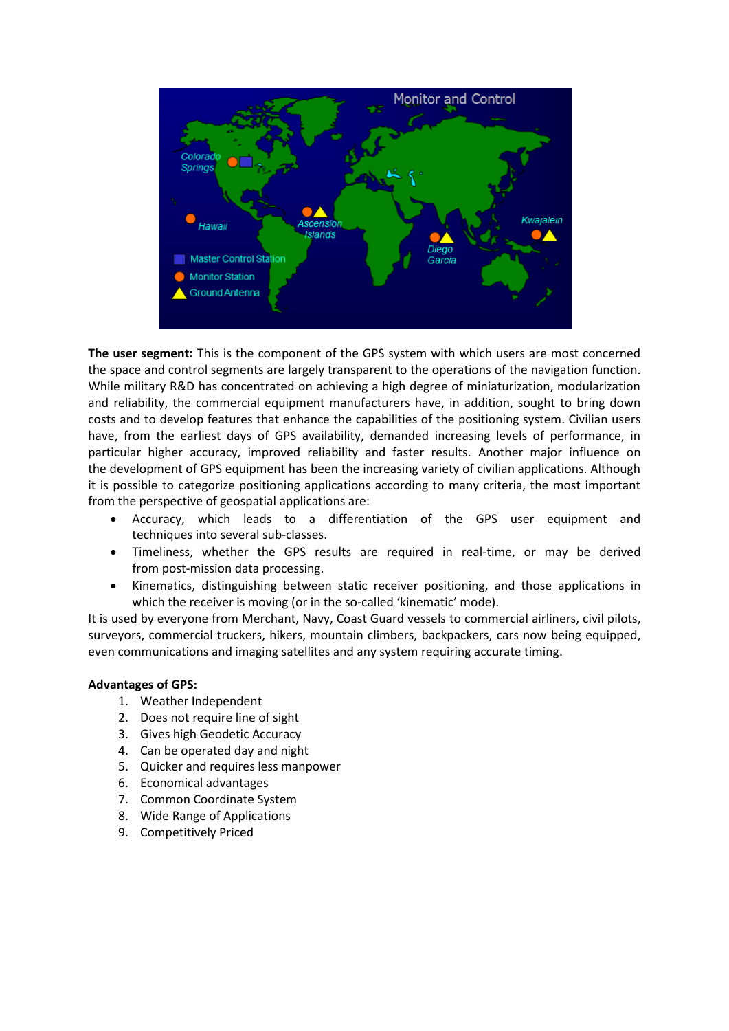Monitor and Control

Colorado Springs

Hawaii

Ascension Islands

Diego Garcia

Kwajalein

Master Control Station

Monitor Station

Ground Antenna

**The user segment:** This is the component of the GPS system with which users are most concerned the space and control segments are largely transparent to the operations of the navigation function. While military R&D has concentrated on achieving a high degree of miniaturization, modularization and reliability, the commercial equipment manufacturers have, in addition, sought to bring down costs and to develop features that enhance the capabilities of the positioning system. Civilian users have, from the earliest days of GPS availability, demanded increasing levels of performance, in particular higher accuracy, improved reliability and faster results. Another major influence on the development of GPS equipment has been the increasing variety of civilian applications. Although it is possible to categorize positioning applications according to many criteria, the most important from the perspective of geospatial applications are:

- Accuracy, which leads to a differentiation of the GPS user equipment and techniques into several sub-classes.
- Timeliness, whether the GPS results are required in real-time, or may be derived from post-mission data processing.
- Kinematics, distinguishing between static receiver positioning, and those applications in which the receiver is moving (or in the so-called 'kinematic' mode).

It is used by everyone from Merchant, Navy, Coast Guard vessels to commercial airliners, civil pilots, surveyors, commercial truckers, hikers, mountain climbers, backpackers, cars now being equipped, even communications and imaging satellites and any system requiring accurate timing.

**Advantages of GPS:**

1. Weather Independent
2. Does not require line of sight
3. Gives high Geodetic Accuracy
4. Can be operated day and night
5. Quicker and requires less manpower
6. Economical advantages
7. Common Coordinate System
8. Wide Range of Applications
9. Competitively Priced